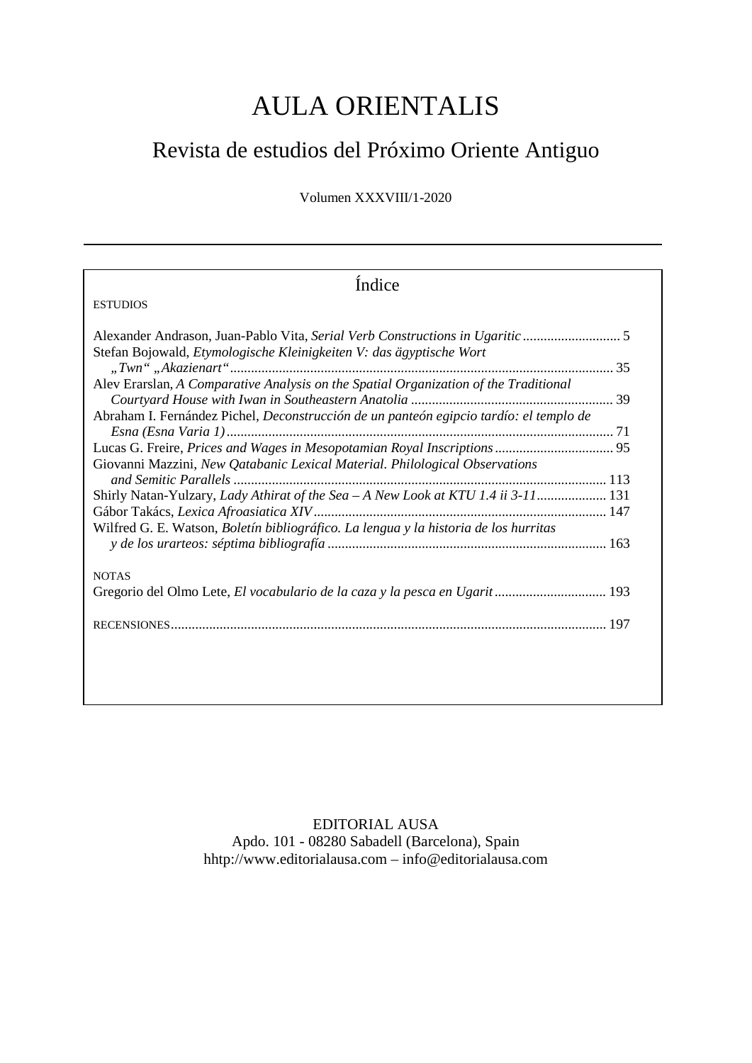# AULA ORIENTALIS

## Revista de estudios del Próximo Oriente Antiguo

Volumen XXXVIII/1-2020

---

### Índice

ESTUDIOS

Alexander Andrason, Juan-Pablo Vita, *Serial Verb Constructions in Ugaritic* ............................ 5

Stefan Bojowald, *Etymologische Kleinigkeiten V: das ägyptische Wort „Twn" „Akazienart"* ............................ 35

Alev Erarslan, *A Comparative Analysis on the Spatial Organization of the Traditional Courtyard House with Iwan in Southeastern Anatolia* ............................ 39

Abraham I. Fernández Pichel, *Deconstrucción de un panteón egipcio tardío: el templo de Esna (Esna Varia 1)* ............................ 71

Lucas G. Freire, *Prices and Wages in Mesopotamian Royal Inscriptions* ............................ 95

Giovanni Mazzini, *New Qatabanic Lexical Material. Philological Observations and Semitic Parallels* ............................ 113

Shirly Natan-Yulzary, *Lady Athirat of the Sea – A New Look at KTU 1.4 ii 3-11* ............................ 131

Gábor Takács, *Lexica Afroasiatica XIV* ............................ 147

Wilfred G. E. Watson, *Boletín bibliográfico. La lengua y la historia de los hurritas y de los urarteos: séptima bibliografía* ............................ 163

NOTAS

Gregorio del Olmo Lete, *El vocabulario de la caza y la pesca en Ugarit* ............................ 193

RECENSIONES ............................ 197

---

EDITORIAL AUSA
Apdo. 101 - 08280 Sabadell (Barcelona), Spain
hhttp://www.editorialausa.com – info@editorialausa.com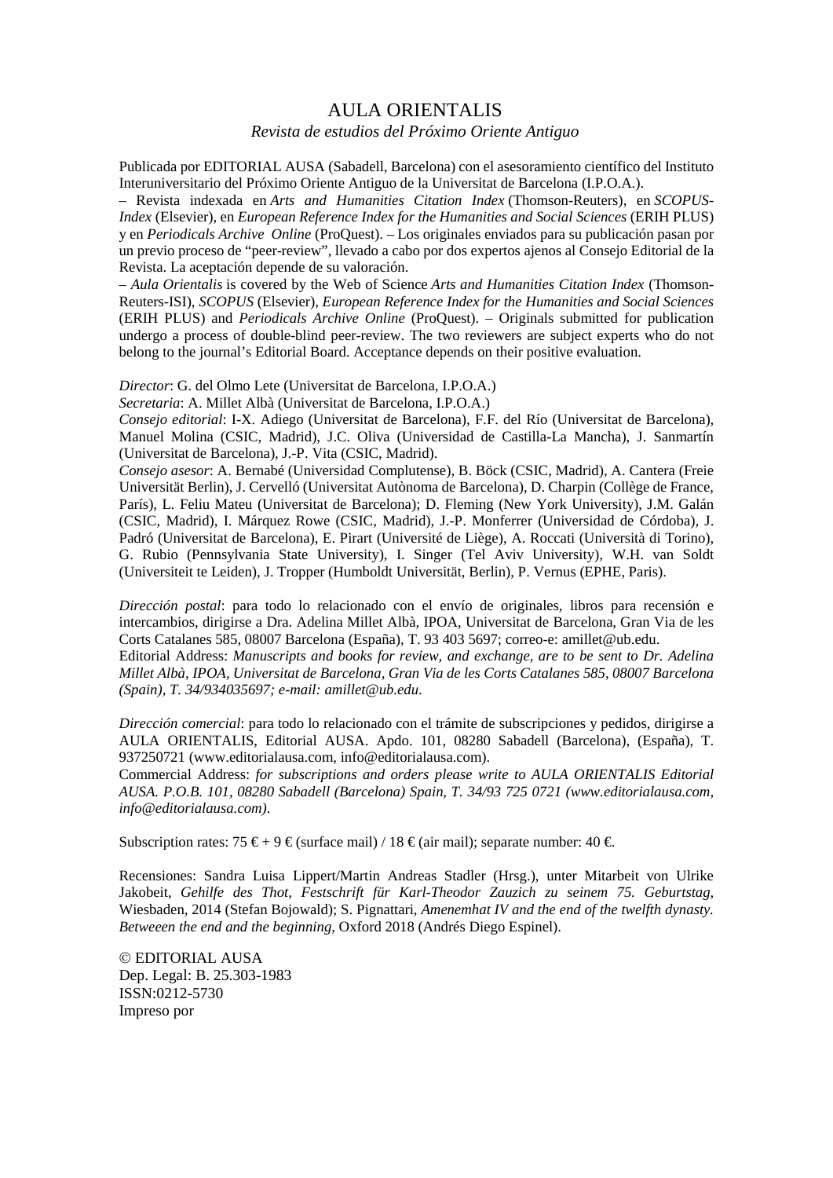# AULA ORIENTALIS

*Revista de estudios del Próximo Oriente Antiguo*

Publicada por EDITORIAL AUSA (Sabadell, Barcelona) con el asesoramiento científico del Instituto Interuniversitario del Próximo Oriente Antiguo de la Universitat de Barcelona (I.P.O.A.).

– Revista indexada en *Arts and Humanities Citation Index* (Thomson-Reuters), en *SCOPUS-Index* (Elsevier), en *European Reference Index for the Humanities and Social Sciences* (ERIH PLUS) y en *Periodicals Archive Online* (ProQuest). – Los originales enviados para su publicación pasan por un previo proceso de "peer-review", llevado a cabo por dos expertos ajenos al Consejo Editorial de la Revista. La aceptación depende de su valoración.

– *Aula Orientalis* is covered by the Web of Science *Arts and Humanities Citation Index* (Thomson-Reuters-ISI), *SCOPUS* (Elsevier), *European Reference Index for the Humanities and Social Sciences* (ERIH PLUS) and *Periodicals Archive Online* (ProQuest). – Originals submitted for publication undergo a process of double-blind peer-review. The two reviewers are subject experts who do not belong to the journal's Editorial Board. Acceptance depends on their positive evaluation.

*Director*: G. del Olmo Lete (Universitat de Barcelona, I.P.O.A.)
*Secretaria*: A. Millet Albà (Universitat de Barcelona, I.P.O.A.)
*Consejo editorial*: I-X. Adiego (Universitat de Barcelona), F.F. del Río (Universitat de Barcelona), Manuel Molina (CSIC, Madrid), J.C. Oliva (Universidad de Castilla-La Mancha), J. Sanmartín (Universitat de Barcelona), J.-P. Vita (CSIC, Madrid).
*Consejo asesor*: A. Bernabé (Universidad Complutense), B. Böck (CSIC, Madrid), A. Cantera (Freie Universität Berlin), J. Cervelló (Universitat Autònoma de Barcelona), D. Charpin (Collège de France, París), L. Feliu Mateu (Universitat de Barcelona); D. Fleming (New York University), J.M. Galán (CSIC, Madrid), I. Márquez Rowe (CSIC, Madrid), J.-P. Monferrer (Universidad de Córdoba), J. Padró (Universitat de Barcelona), E. Pirart (Université de Liège), A. Roccati (Università di Torino), G. Rubio (Pennsylvania State University), I. Singer (Tel Aviv University), W.H. van Soldt (Universiteit te Leiden), J. Tropper (Humboldt Universität, Berlin), P. Vernus (EPHE, Paris).

*Dirección postal*: para todo lo relacionado con el envío de originales, libros para recensión e intercambios, dirigirse a Dra. Adelina Millet Albà, IPOA, Universitat de Barcelona, Gran Via de les Corts Catalanes 585, 08007 Barcelona (España), T. 93 403 5697; correo-e: amillet@ub.edu.
Editorial Address: *Manuscripts and books for review, and exchange, are to be sent to Dr. Adelina Millet Albà, IPOA, Universitat de Barcelona, Gran Via de les Corts Catalanes 585, 08007 Barcelona (Spain), T. 34/934035697; e-mail: amillet@ub.edu.*

*Dirección comercial*: para todo lo relacionado con el trámite de subscripciones y pedidos, dirigirse a AULA ORIENTALIS, Editorial AUSA. Apdo. 101, 08280 Sabadell (Barcelona), (España), T. 937250721 (www.editorialausa.com, info@editorialausa.com).
Commercial Address: *for subscriptions and orders please write to AULA ORIENTALIS Editorial AUSA. P.O.B. 101, 08280 Sabadell (Barcelona) Spain, T. 34/93 725 0721 (www.editorialausa.com, info@editorialausa.com).*

Subscription rates: 75 € + 9 € (surface mail) / 18 € (air mail); separate number: 40 €.

Recensiones: Sandra Luisa Lippert/Martin Andreas Stadler (Hrsg.), unter Mitarbeit von Ulrike Jakobeit, *Gehilfe des Thot, Festschrift für Karl-Theodor Zauzich zu seinem 75. Geburtstag*, Wiesbaden, 2014 (Stefan Bojowald); S. Pignattari, *Amenemhat IV and the end of the twelfth dynasty. Betweeen the end and the beginning*, Oxford 2018 (Andrés Diego Espinel).

© EDITORIAL AUSA
Dep. Legal: B. 25.303-1983
ISSN:0212-5730
Impreso por